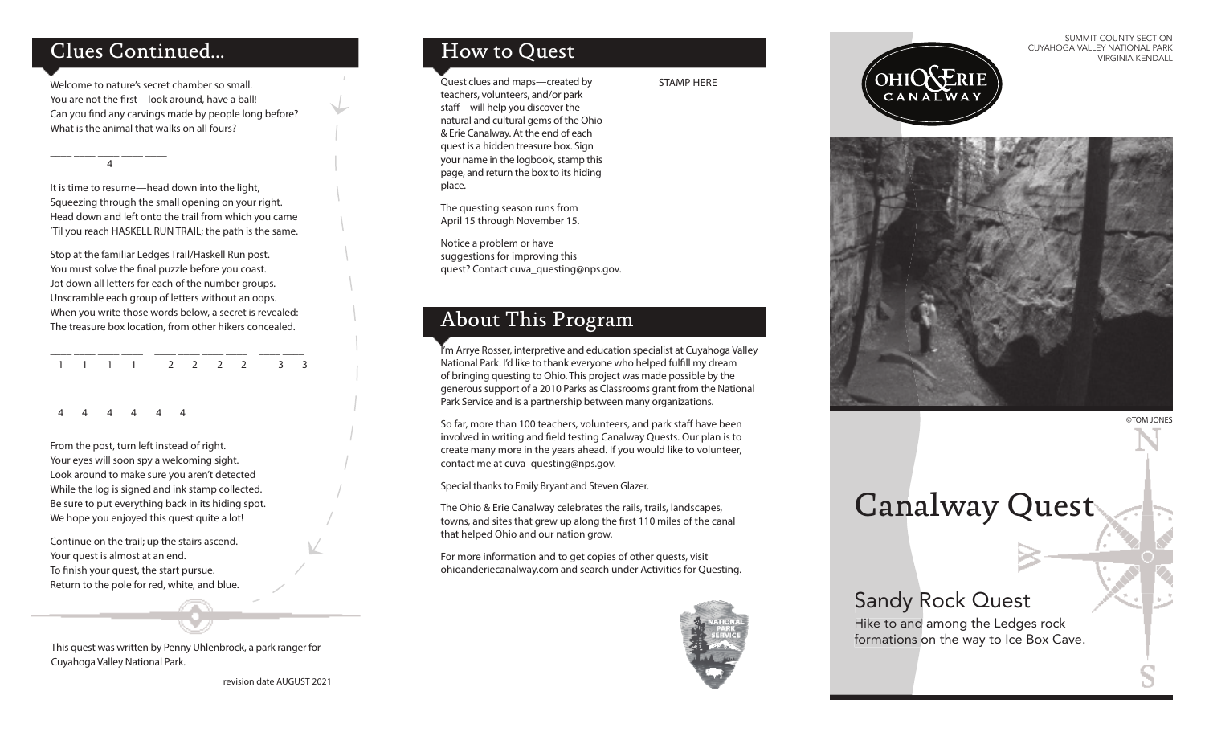## Clues Continued...

Welcome to nature's secret chamber so small.
You are not the first—look around, have a ball!
Can you find any carvings made by people long before?
What is the animal that walks on all fours?

\_\_\_\_ \_\_\_\_ \_\_\_\_ \_\_\_\_ \_\_\_\_
4

It is time to resume—head down into the light,
Squeezing through the small opening on your right.
Head down and left onto the trail from which you came
'Til you reach HASKELL RUN TRAIL; the path is the same.

Stop at the familiar Ledges Trail/Haskell Run post.
You must solve the final puzzle before you coast.
Jot down all letters for each of the number groups.
Unscramble each group of letters without an oops.
When you write those words below, a secret is revealed:
The treasure box location, from other hikers concealed.

\_\_\_\_ \_\_\_\_ \_\_\_\_ \_\_\_\_ &nbsp; \_\_\_\_ \_\_\_\_ \_\_\_\_ \_\_\_\_ &nbsp; \_\_\_\_ \_\_\_\_
1 1 1 1 &nbsp; 2 2 2 2 &nbsp; 3 3

\_\_\_\_ \_\_\_\_ \_\_\_\_ \_\_\_\_ \_\_\_\_ \_\_\_\_
4 4 4 4 4 4

From the post, turn left instead of right.
Your eyes will soon spy a welcoming sight.
Look around to make sure you aren't detected
While the log is signed and ink stamp collected.
Be sure to put everything back in its hiding spot.
We hope you enjoyed this quest quite a lot!

Continue on the trail; up the stairs ascend.
Your quest is almost at an end.
To finish your quest, the start pursue.
Return to the pole for red, white, and blue.

This quest was written by Penny Uhlenbrock, a park ranger for Cuyahoga Valley National Park.

revision date AUGUST 2021

## How to Quest

Quest clues and maps—created by teachers, volunteers, and/or park staff—will help you discover the natural and cultural gems of the Ohio & Erie Canalway. At the end of each quest is a hidden treasure box. Sign your name in the logbook, stamp this page, and return the box to its hiding place.

STAMP HERE

The questing season runs from April 15 through November 15.

Notice a problem or have suggestions for improving this quest? Contact cuva_questing@nps.gov.

## About This Program

I'm Arrye Rosser, interpretive and education specialist at Cuyahoga Valley National Park. I'd like to thank everyone who helped fulfill my dream of bringing questing to Ohio. This project was made possible by the generous support of a 2010 Parks as Classrooms grant from the National Park Service and is a partnership between many organizations.

So far, more than 100 teachers, volunteers, and park staff have been involved in writing and field testing Canalway Quests. Our plan is to create many more in the years ahead. If you would like to volunteer, contact me at cuva_questing@nps.gov.

Special thanks to Emily Bryant and Steven Glazer.

The Ohio & Erie Canalway celebrates the rails, trails, landscapes, towns, and sites that grew up along the first 110 miles of the canal that helped Ohio and our nation grow.

For more information and to get copies of other quests, visit ohioanderiecanalway.com and search under Activities for Questing.

SUMMIT COUNTY SECTION
CUYAHOGA VALLEY NATIONAL PARK
VIRGINIA KENDALL

OHIO & ERIE CANALWAY

©TOM JONES

# Canalway Quest

## Sandy Rock Quest

Hike to and among the Ledges rock formations on the way to Ice Box Cave.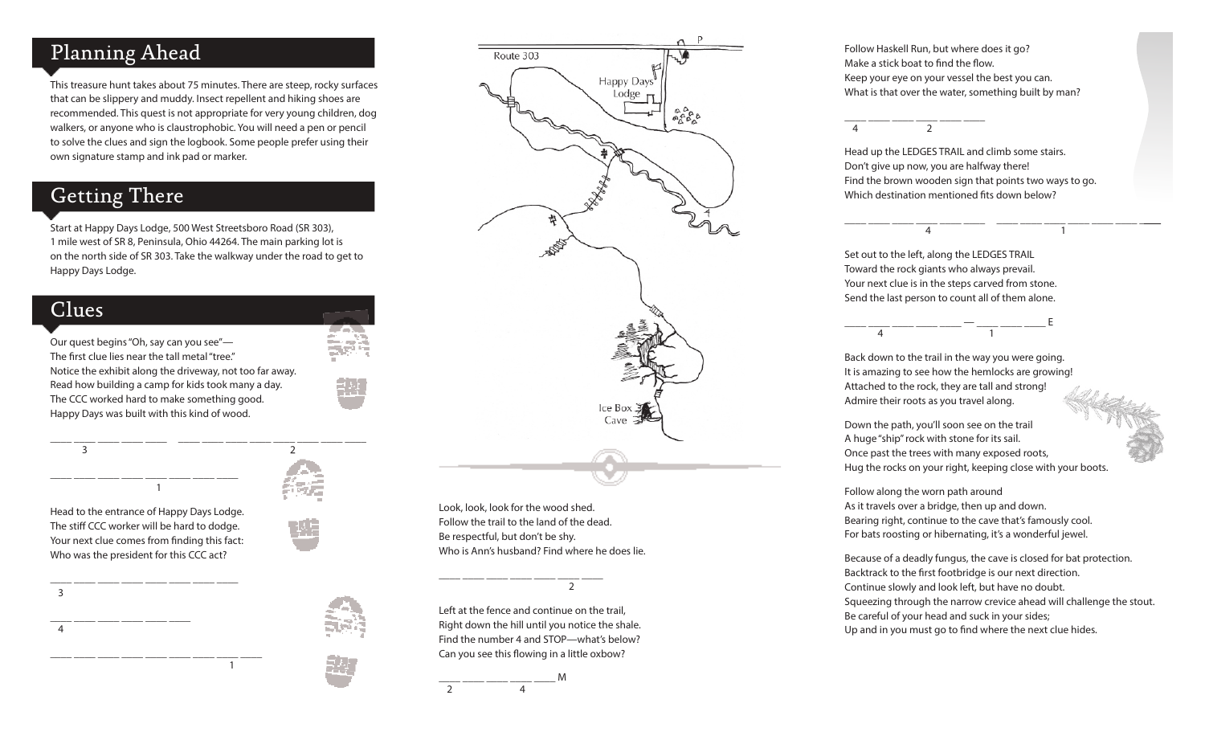## Planning Ahead

This treasure hunt takes about 75 minutes. There are steep, rocky surfaces that can be slippery and muddy. Insect repellent and hiking shoes are recommended. This quest is not appropriate for very young children, dog walkers, or anyone who is claustrophobic. You will need a pen or pencil to solve the clues and sign the logbook. Some people prefer using their own signature stamp and ink pad or marker.

## Getting There

Start at Happy Days Lodge, 500 West Streetsboro Road (SR 303), 1 mile west of SR 8, Peninsula, Ohio 44264. The main parking lot is on the north side of SR 303. Take the walkway under the road to get to Happy Days Lodge.

## Clues

Our quest begins "Oh, say can you see"—
The first clue lies near the tall metal "tree."
Notice the exhibit along the driveway, not too far away.
Read how building a camp for kids took many a day.
The CCC worked hard to make something good.
Happy Days was built with this kind of wood.

\_\_\_\_ \_\_\_\_ \_\_\_\_ \_\_\_\_ \_\_\_\_ \_\_\_\_ \_\_\_\_ \_\_\_\_ \_\_\_\_ \_\_\_\_ \_\_\_\_ \_\_\_\_ \_\_\_\_
3 2

\_\_\_\_ \_\_\_\_ \_\_\_\_ \_\_\_\_ \_\_\_\_ \_\_\_\_ \_\_\_\_ \_\_\_\_
1

Head to the entrance of Happy Days Lodge.
The stiff CCC worker will be hard to dodge.
Your next clue comes from finding this fact:
Who was the president for this CCC act?

\_\_\_\_ \_\_\_\_ \_\_\_\_ \_\_\_\_ \_\_\_\_ \_\_\_\_ \_\_\_\_ \_\_\_\_
3

\_\_\_\_ \_\_\_\_ \_\_\_\_ \_\_\_\_ \_\_\_\_ \_\_\_\_
4

\_\_\_\_ \_\_\_\_ \_\_\_\_ \_\_\_\_ \_\_\_\_ \_\_\_\_ \_\_\_\_ \_\_\_\_ \_\_\_\_
1

Route 303

Happy Days Lodge

P

Ice Box Cave

4

Look, look, look for the wood shed.
Follow the trail to the land of the dead.
Be respectful, but don't be shy.
Who is Ann's husband? Find where he does lie.

\_\_\_\_ \_\_\_\_ \_\_\_\_ \_\_\_\_ \_\_\_\_ \_\_\_\_ \_\_\_\_
2

Left at the fence and continue on the trail,
Right down the hill until you notice the shale.
Find the number 4 and STOP—what's below?
Can you see this flowing in a little oxbow?

\_\_\_\_ \_\_\_\_ \_\_\_\_ \_\_\_\_ \_\_\_\_ M
2 4

Follow Haskell Run, but where does it go?
Make a stick boat to find the flow.
Keep your eye on your vessel the best you can.
What is that over the water, something built by man?

\_\_\_\_ \_\_\_\_ \_\_\_\_ \_\_\_\_ \_\_\_\_ \_\_\_\_
4 2

Head up the LEDGES TRAIL and climb some stairs.
Don't give up now, you are halfway there!
Find the brown wooden sign that points two ways to go.
Which destination mentioned fits down below?

\_\_\_\_ \_\_\_\_ \_\_\_\_ \_\_\_\_ \_\_\_\_ \_\_\_\_ \_\_\_\_ \_\_\_\_ \_\_\_\_ \_\_\_\_ \_\_\_\_ \_\_\_\_ \_\_\_\_
4 1

Set out to the left, along the LEDGES TRAIL
Toward the rock giants who always prevail.
Your next clue is in the steps carved from stone.
Send the last person to count all of them alone.

\_\_\_\_ \_\_\_\_ \_\_\_\_ \_\_\_\_ \_\_\_\_ — \_\_\_\_ \_\_\_\_ \_\_\_\_ E
4 1

Back down to the trail in the way you were going.
It is amazing to see how the hemlocks are growing!
Attached to the rock, they are tall and strong!
Admire their roots as you travel along.

Down the path, you'll soon see on the trail
A huge "ship" rock with stone for its sail.
Once past the trees with many exposed roots,
Hug the rocks on your right, keeping close with your boots.

Follow along the worn path around
As it travels over a bridge, then up and down.
Bearing right, continue to the cave that's famously cool.
For bats roosting or hibernating, it's a wonderful jewel.

Because of a deadly fungus, the cave is closed for bat protection.
Backtrack to the first footbridge is our next direction.
Continue slowly and look left, but have no doubt.
Squeezing through the narrow crevice ahead will challenge the stout.
Be careful of your head and suck in your sides;
Up and in you must go to find where the next clue hides.